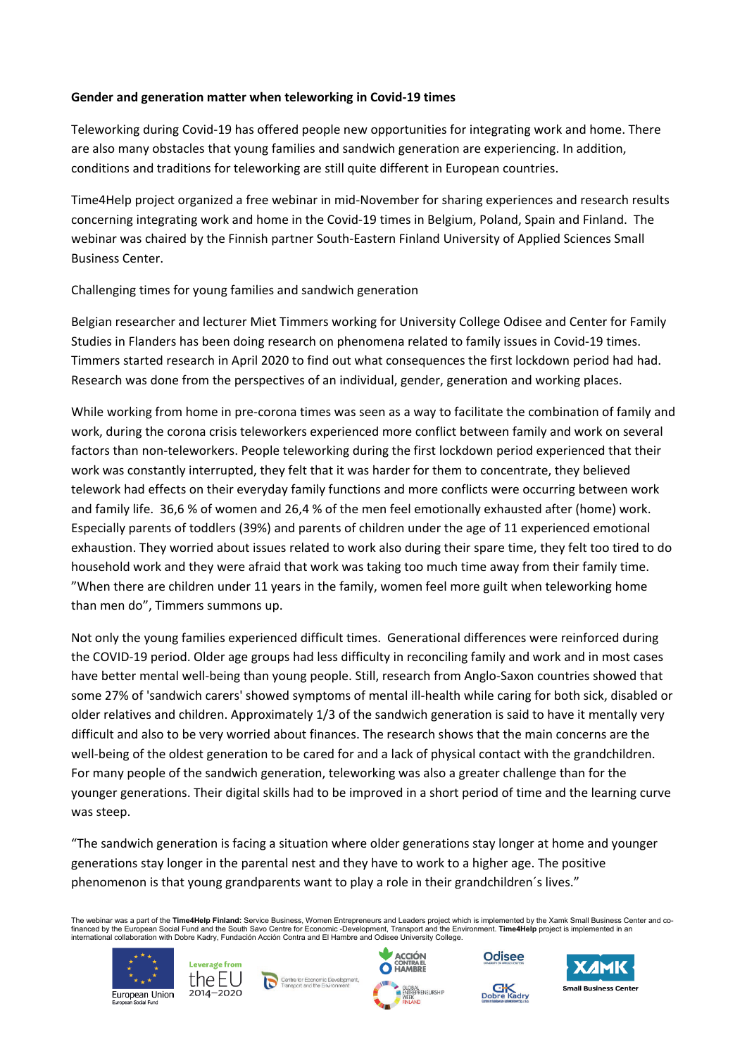**Gender and generation matter when teleworking in Covid-19 times**

Teleworking during Covid-19 has offered people new opportunities for integrating work and home. There are also many obstacles that young families and sandwich generation are experiencing. In addition, conditions and traditions for teleworking are still quite different in European countries.

Time4Help project organized a free webinar in mid-November for sharing experiences and research results concerning integrating work and home in the Covid-19 times in Belgium, Poland, Spain and Finland. The webinar was chaired by the Finnish partner South-Eastern Finland University of Applied Sciences Small Business Center.

Challenging times for young families and sandwich generation

Belgian researcher and lecturer Miet Timmers working for University College Odisee and Center for Family Studies in Flanders has been doing research on phenomena related to family issues in Covid-19 times. Timmers started research in April 2020 to find out what consequences the first lockdown period had had. Research was done from the perspectives of an individual, gender, generation and working places.

While working from home in pre-corona times was seen as a way to facilitate the combination of family and work, during the corona crisis teleworkers experienced more conflict between family and work on several factors than non-teleworkers. People teleworking during the first lockdown period experienced that their work was constantly interrupted, they felt that it was harder for them to concentrate, they believed telework had effects on their everyday family functions and more conflicts were occurring between work and family life. 36,6 % of women and 26,4 % of the men feel emotionally exhausted after (home) work. Especially parents of toddlers (39%) and parents of children under the age of 11 experienced emotional exhaustion. They worried about issues related to work also during their spare time, they felt too tired to do household work and they were afraid that work was taking too much time away from their family time. "When there are children under 11 years in the family, women feel more guilt when teleworking home than men do", Timmers summons up.

Not only the young families experienced difficult times. Generational differences were reinforced during the COVID-19 period. Older age groups had less difficulty in reconciling family and work and in most cases have better mental well-being than young people. Still, research from Anglo-Saxon countries showed that some 27% of 'sandwich carers' showed symptoms of mental ill-health while caring for both sick, disabled or older relatives and children. Approximately 1/3 of the sandwich generation is said to have it mentally very difficult and also to be very worried about finances. The research shows that the main concerns are the well-being of the oldest generation to be cared for and a lack of physical contact with the grandchildren. For many people of the sandwich generation, teleworking was also a greater challenge than for the younger generations. Their digital skills had to be improved in a short period of time and the learning curve was steep.

"The sandwich generation is facing a situation where older generations stay longer at home and younger generations stay longer in the parental nest and they have to work to a higher age. The positive phenomenon is that young grandparents want to play a role in their grandchildren´s lives."

The webinar was a part of the **Time4Help Finland:** Service Business, Women Entrepreneurs and Leaders project which is implemented by the Xamk Small Business Center and co-financed by the European Social Fund and the South Savo Centre for Economic -Development, Transport and the Environment. **Time4Help** project is implemented in an international collaboration with Dobre Kadry, Fundación Acción Contra el Hambre and Odisee University College.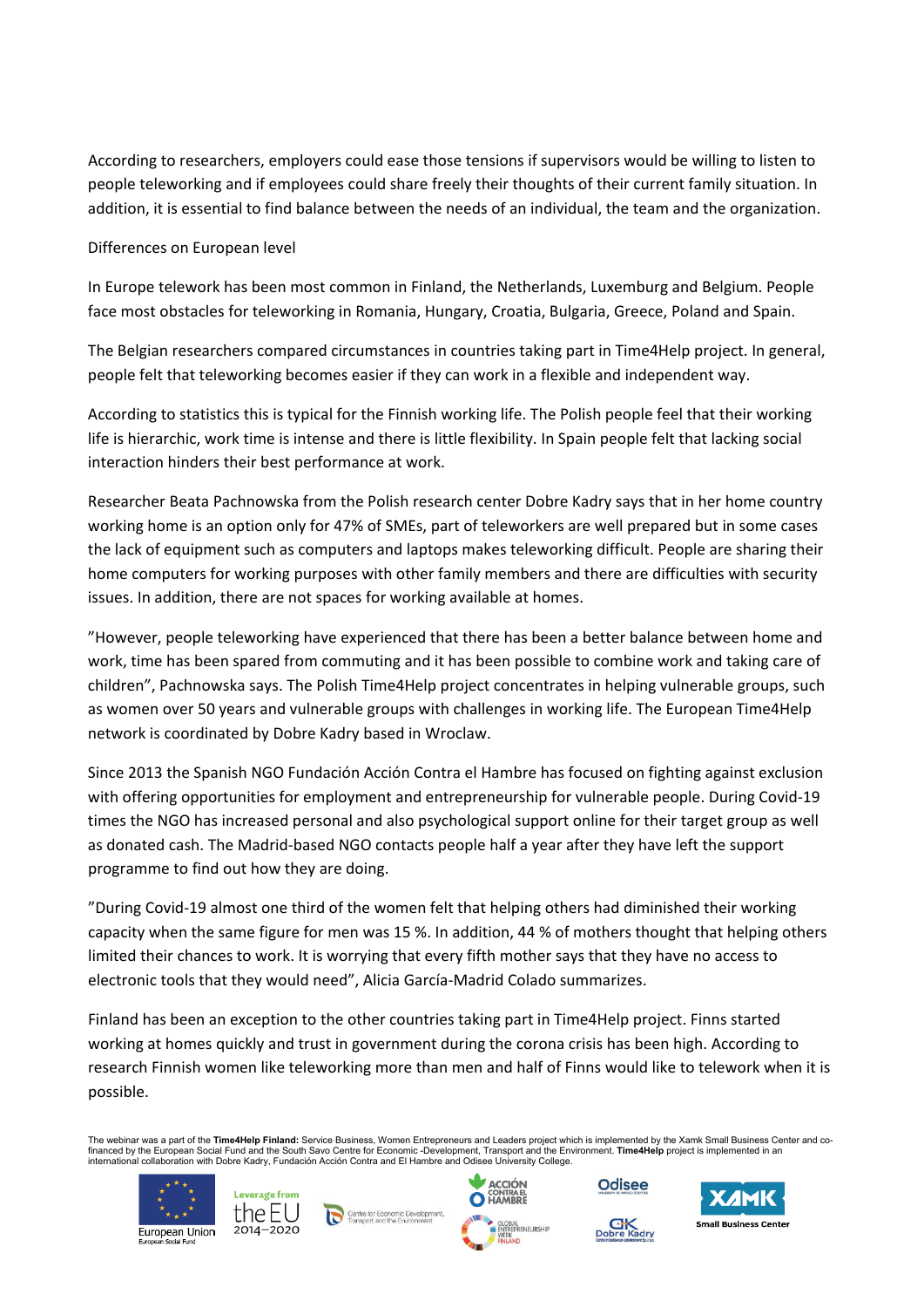According to researchers, employers could ease those tensions if supervisors would be willing to listen to people teleworking and if employees could share freely their thoughts of their current family situation. In addition, it is essential to find balance between the needs of an individual, the team and the organization.

Differences on European level

In Europe telework has been most common in Finland, the Netherlands, Luxemburg and Belgium. People face most obstacles for teleworking in Romania, Hungary, Croatia, Bulgaria, Greece, Poland and Spain.

The Belgian researchers compared circumstances in countries taking part in Time4Help project. In general, people felt that teleworking becomes easier if they can work in a flexible and independent way.

According to statistics this is typical for the Finnish working life. The Polish people feel that their working life is hierarchic, work time is intense and there is little flexibility. In Spain people felt that lacking social interaction hinders their best performance at work.

Researcher Beata Pachnowska from the Polish research center Dobre Kadry says that in her home country working home is an option only for 47% of SMEs, part of teleworkers are well prepared but in some cases the lack of equipment such as computers and laptops makes teleworking difficult. People are sharing their home computers for working purposes with other family members and there are difficulties with security issues. In addition, there are not spaces for working available at homes.

”However, people teleworking have experienced that there has been a better balance between home and work, time has been spared from commuting and it has been possible to combine work and taking care of children”, Pachnowska says. The Polish Time4Help project concentrates in helping vulnerable groups, such as women over 50 years and vulnerable groups with challenges in working life. The European Time4Help network is coordinated by Dobre Kadry based in Wroclaw.

Since 2013 the Spanish NGO Fundación Acción Contra el Hambre has focused on fighting against exclusion with offering opportunities for employment and entrepreneurship for vulnerable people. During Covid-19 times the NGO has increased personal and also psychological support online for their target group as well as donated cash. The Madrid-based NGO contacts people half a year after they have left the support programme to find out how they are doing.

”During Covid-19 almost one third of the women felt that helping others had diminished their working capacity when the same figure for men was 15 %. In addition, 44 % of mothers thought that helping others limited their chances to work. It is worrying that every fifth mother says that they have no access to electronic tools that they would need”, Alicia García-Madrid Colado summarizes.

Finland has been an exception to the other countries taking part in Time4Help project. Finns started working at homes quickly and trust in government during the corona crisis has been high. According to research Finnish women like teleworking more than men and half of Finns would like to telework when it is possible.

The webinar was a part of the **Time4Help Finland:** Service Business, Women Entrepreneurs and Leaders project which is implemented by the Xamk Small Business Center and co-financed by the European Social Fund and the South Savo Centre for Economic -Development, Transport and the Environment. **Time4Help** project is implemented in an international collaboration with Dobre Kadry, Fundación Acción Contra and El Hambre and Odisee University College.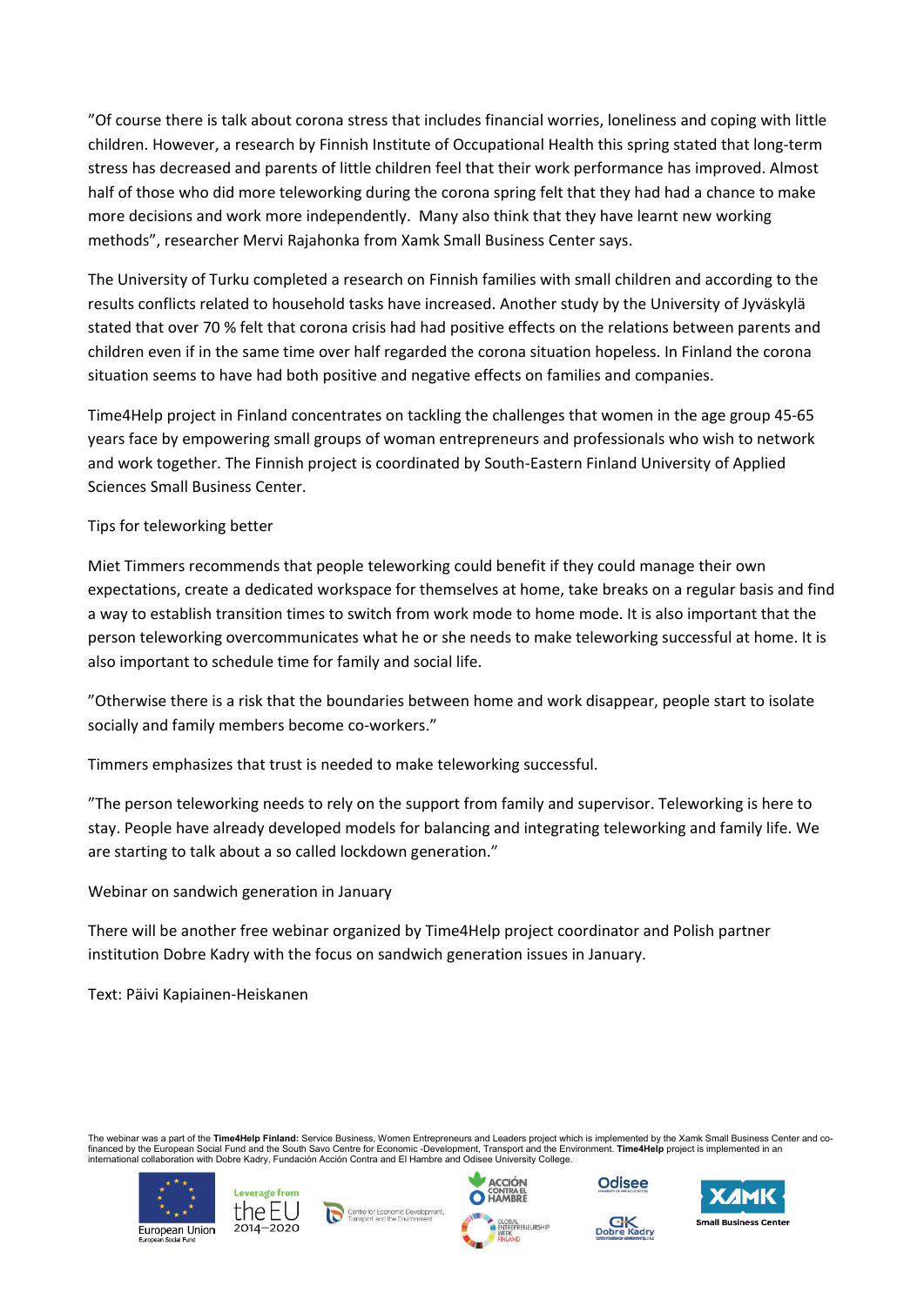”Of course there is talk about corona stress that includes financial worries, loneliness and coping with little children. However, a research by Finnish Institute of Occupational Health this spring stated that long-term stress has decreased and parents of little children feel that their work performance has improved. Almost half of those who did more teleworking during the corona spring felt that they had had a chance to make more decisions and work more independently. Many also think that they have learnt new working methods”, researcher Mervi Rajahonka from Xamk Small Business Center says.

The University of Turku completed a research on Finnish families with small children and according to the results conflicts related to household tasks have increased. Another study by the University of Jyväskylä stated that over 70 % felt that corona crisis had had positive effects on the relations between parents and children even if in the same time over half regarded the corona situation hopeless. In Finland the corona situation seems to have had both positive and negative effects on families and companies.

Time4Help project in Finland concentrates on tackling the challenges that women in the age group 45-65 years face by empowering small groups of woman entrepreneurs and professionals who wish to network and work together. The Finnish project is coordinated by South-Eastern Finland University of Applied Sciences Small Business Center.

## Tips for teleworking better

Miet Timmers recommends that people teleworking could benefit if they could manage their own expectations, create a dedicated workspace for themselves at home, take breaks on a regular basis and find a way to establish transition times to switch from work mode to home mode. It is also important that the person teleworking overcommunicates what he or she needs to make teleworking successful at home. It is also important to schedule time for family and social life.

”Otherwise there is a risk that the boundaries between home and work disappear, people start to isolate socially and family members become co-workers.”

Timmers emphasizes that trust is needed to make teleworking successful.

”The person teleworking needs to rely on the support from family and supervisor. Teleworking is here to stay. People have already developed models for balancing and integrating teleworking and family life. We are starting to talk about a so called lockdown generation.”

## Webinar on sandwich generation in January

There will be another free webinar organized by Time4Help project coordinator and Polish partner institution Dobre Kadry with the focus on sandwich generation issues in January.

Text: Päivi Kapiainen-Heiskanen

The webinar was a part of the **Time4Help Finland:** Service Business, Women Entrepreneurs and Leaders project which is implemented by the Xamk Small Business Center and co-financed by the European Social Fund and the South Savo Centre for Economic -Development, Transport and the Environment. **Time4Help** project is implemented in an international collaboration with Dobre Kadry, Fundación Acción Contra and El Hambre and Odisee University College.

European Union European Social Fund

Leverage from the EU 2014–2020

Centre for Economic Development, Transport and the Environment

Acción contra el Hambre

Global Entrepreneurship Week Finland

Odisee

Dobre Kadry

XAMK Small Business Center